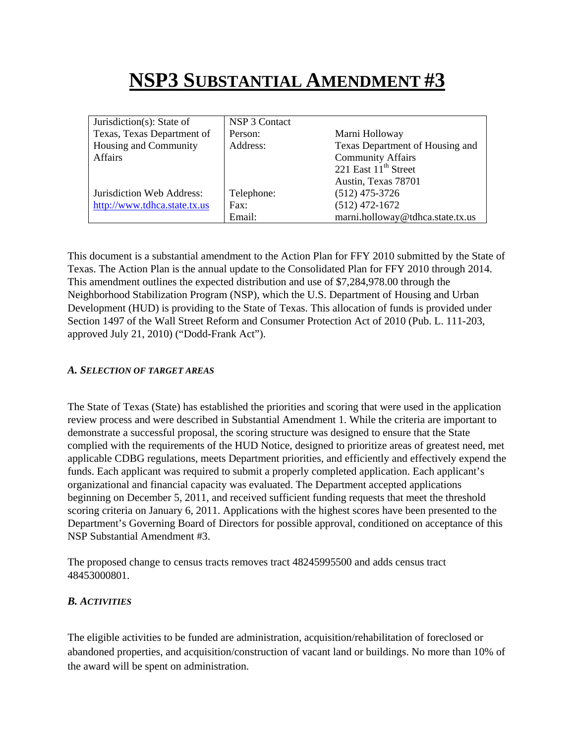# NSP3 SUBSTANTIAL AMENDMENT #3

| Jurisdiction(s): State of Texas, Texas Department of Housing and Community Affairs | NSP 3 Contact Person: | Marni Holloway |
|---|---|---|
| | Address: | Texas Department of Housing and Community Affairs 221 East 11th Street Austin, Texas 78701 |
| Jurisdiction Web Address: http://www.tdhca.state.tx.us | Telephone: | (512) 475-3726 |
| | Fax: | (512) 472-1672 |
| | Email: | marni.holloway@tdhca.state.tx.us |

This document is a substantial amendment to the Action Plan for FFY 2010 submitted by the State of Texas. The Action Plan is the annual update to the Consolidated Plan for FFY 2010 through 2014. This amendment outlines the expected distribution and use of $7,284,978.00 through the Neighborhood Stabilization Program (NSP), which the U.S. Department of Housing and Urban Development (HUD) is providing to the State of Texas. This allocation of funds is provided under Section 1497 of the Wall Street Reform and Consumer Protection Act of 2010 (Pub. L. 111-203, approved July 21, 2010) ("Dodd-Frank Act").

### *A. SELECTION OF TARGET AREAS*

The State of Texas (State) has established the priorities and scoring that were used in the application review process and were described in Substantial Amendment 1. While the criteria are important to demonstrate a successful proposal, the scoring structure was designed to ensure that the State complied with the requirements of the HUD Notice, designed to prioritize areas of greatest need, met applicable CDBG regulations, meets Department priorities, and efficiently and effectively expend the funds. Each applicant was required to submit a properly completed application. Each applicant's organizational and financial capacity was evaluated. The Department accepted applications beginning on December 5, 2011, and received sufficient funding requests that meet the threshold scoring criteria on January 6, 2011. Applications with the highest scores have been presented to the Department's Governing Board of Directors for possible approval, conditioned on acceptance of this NSP Substantial Amendment #3.

The proposed change to census tracts removes tract 48245995500 and adds census tract 48453000801.

### *B. ACTIVITIES*

The eligible activities to be funded are administration, acquisition/rehabilitation of foreclosed or abandoned properties, and acquisition/construction of vacant land or buildings. No more than 10% of the award will be spent on administration.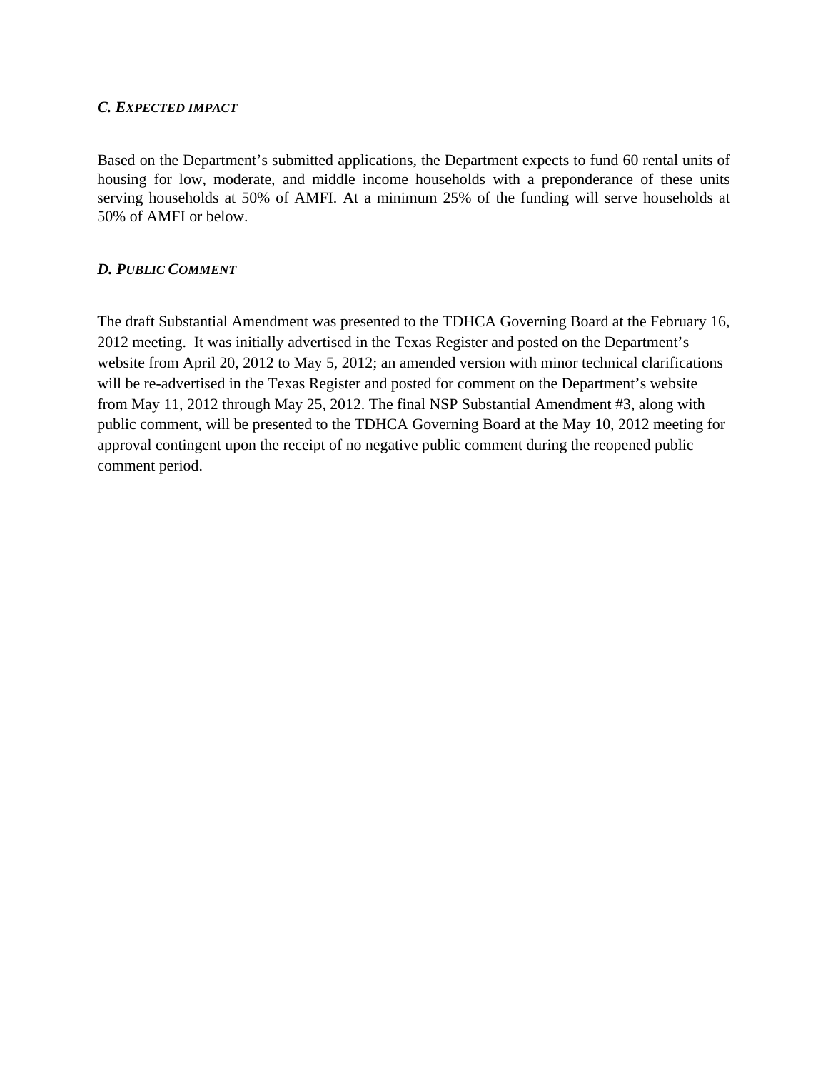### *C. EXPECTED IMPACT*

Based on the Department's submitted applications, the Department expects to fund 60 rental units of housing for low, moderate, and middle income households with a preponderance of these units serving households at 50% of AMFI. At a minimum 25% of the funding will serve households at 50% of AMFI or below.

### *D. PUBLIC COMMENT*

The draft Substantial Amendment was presented to the TDHCA Governing Board at the February 16, 2012 meeting. It was initially advertised in the Texas Register and posted on the Department's website from April 20, 2012 to May 5, 2012; an amended version with minor technical clarifications will be re-advertised in the Texas Register and posted for comment on the Department's website from May 11, 2012 through May 25, 2012. The final NSP Substantial Amendment #3, along with public comment, will be presented to the TDHCA Governing Board at the May 10, 2012 meeting for approval contingent upon the receipt of no negative public comment during the reopened public comment period.